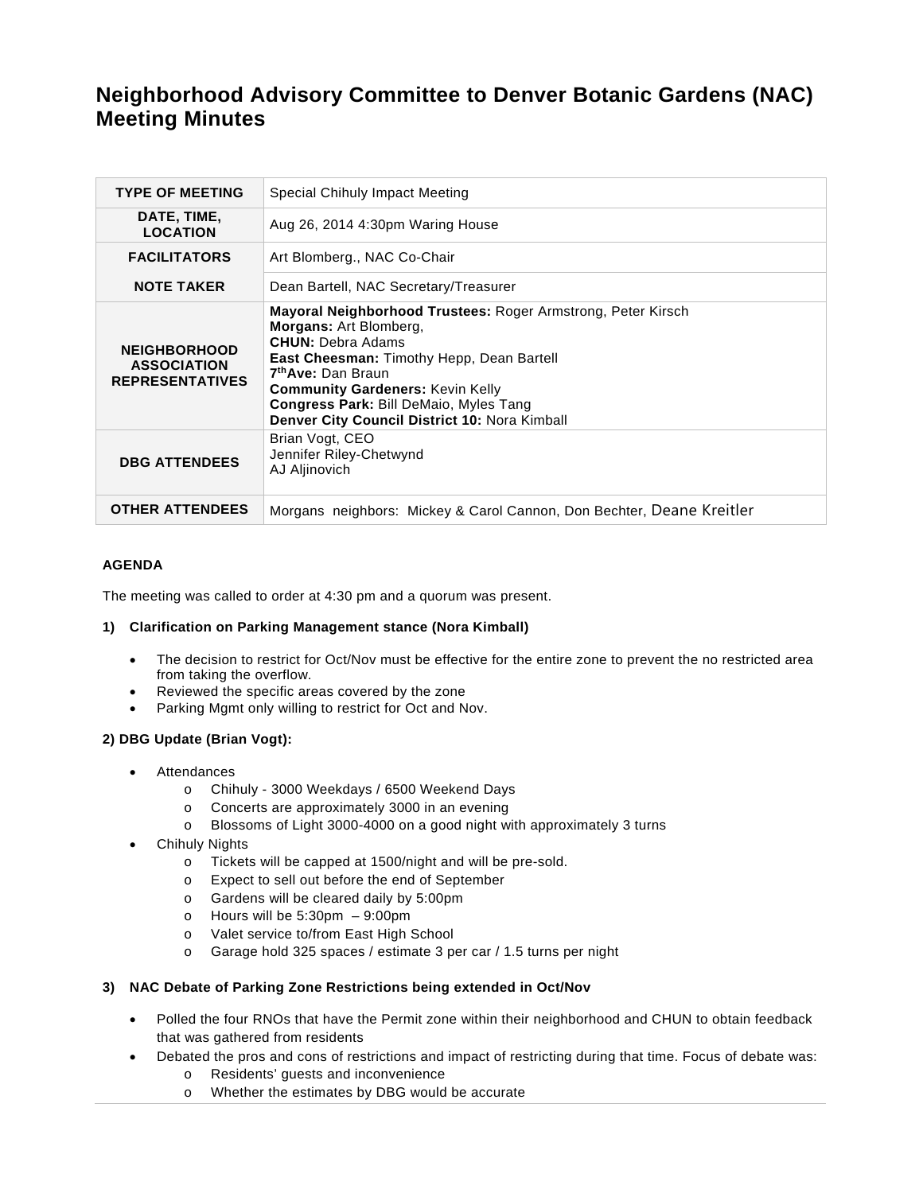# Neighborhood Advisory Committee to Denver Botanic Gardens (NAC) Meeting Minutes

| | |
|---|---|
| **TYPE OF MEETING** | Special Chihuly Impact Meeting |
| **DATE, TIME, LOCATION** | Aug 26, 2014 4:30pm Waring House |
| **FACILITATORS** | Art Blomberg., NAC Co-Chair |
| **NOTE TAKER** | Dean Bartell, NAC Secretary/Treasurer |
| **NEIGHBORHOOD ASSOCIATION REPRESENTATIVES** | **Mayoral Neighborhood Trustees:** Roger Armstrong, Peter Kirsch<br>**Morgans:** Art Blomberg,<br>**CHUN:** Debra Adams<br>**East Cheesman:** Timothy Hepp, Dean Bartell<br>**7th Ave:** Dan Braun<br>**Community Gardeners:** Kevin Kelly<br>**Congress Park:** Bill DeMaio, Myles Tang<br>**Denver City Council District 10:** Nora Kimball |
| **DBG ATTENDEES** | Brian Vogt, CEO<br>Jennifer Riley-Chetwynd<br>AJ Aljinovich |
| **OTHER ATTENDEES** | Morgans neighbors: Mickey & Carol Cannon, Don Bechter, Deane Kreitler |

**AGENDA**

The meeting was called to order at 4:30 pm and a quorum was present.

**1) Clarification on Parking Management stance (Nora Kimball)**

- The decision to restrict for Oct/Nov must be effective for the entire zone to prevent the no restricted area from taking the overflow.
- Reviewed the specific areas covered by the zone
- Parking Mgmt only willing to restrict for Oct and Nov.

**2) DBG Update (Brian Vogt):**

- Attendances
  - Chihuly - 3000 Weekdays / 6500 Weekend Days
  - Concerts are approximately 3000 in an evening
  - Blossoms of Light 3000-4000 on a good night with approximately 3 turns
- Chihuly Nights
  - Tickets will be capped at 1500/night and will be pre-sold.
  - Expect to sell out before the end of September
  - Gardens will be cleared daily by 5:00pm
  - Hours will be 5:30pm – 9:00pm
  - Valet service to/from East High School
  - Garage hold 325 spaces / estimate 3 per car / 1.5 turns per night

**3) NAC Debate of Parking Zone Restrictions being extended in Oct/Nov**

- Polled the four RNOs that have the Permit zone within their neighborhood and CHUN to obtain feedback that was gathered from residents
- Debated the pros and cons of restrictions and impact of restricting during that time. Focus of debate was:
  - Residents' guests and inconvenience
  - Whether the estimates by DBG would be accurate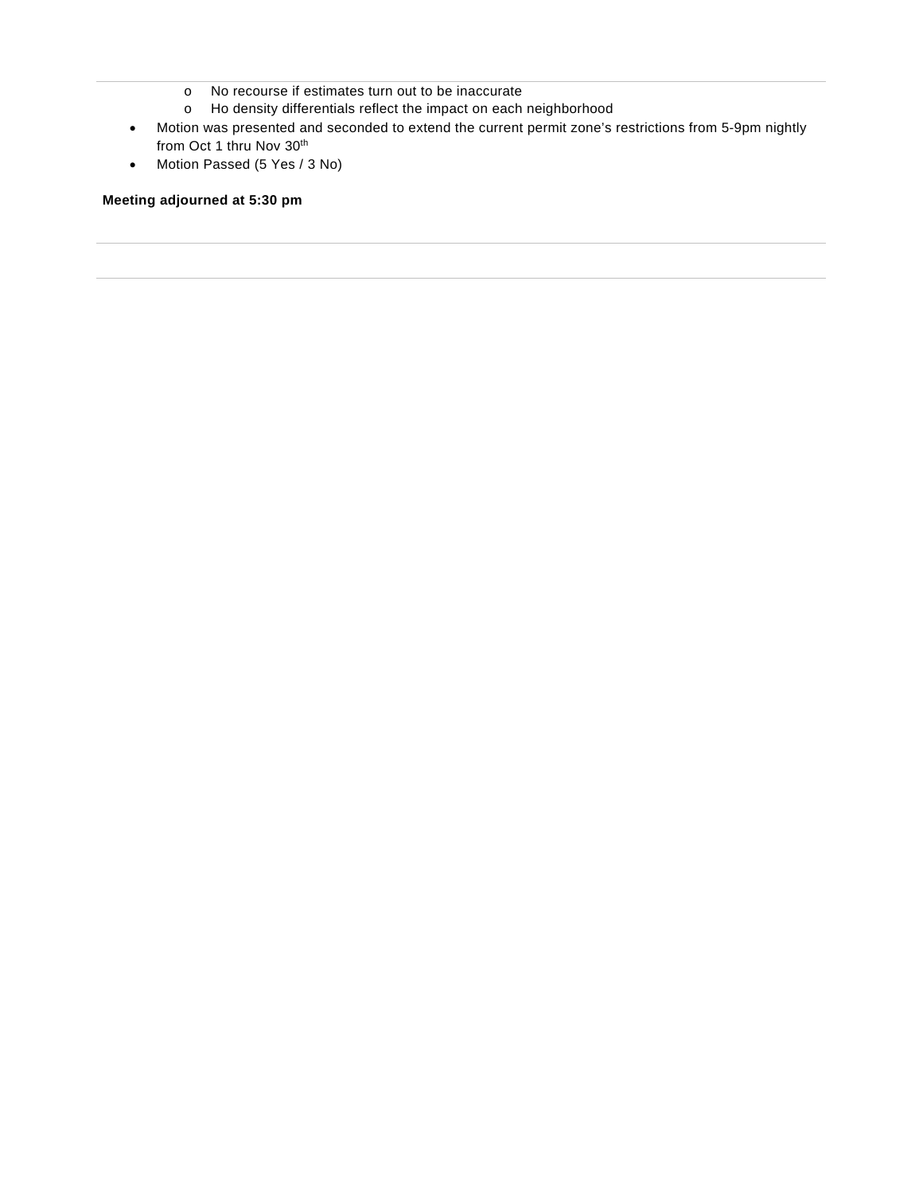- No recourse if estimates turn out to be inaccurate
  - Ho density differentials reflect the impact on each neighborhood
- Motion was presented and seconded to extend the current permit zone's restrictions from 5-9pm nightly from Oct 1 thru Nov 30th
- Motion Passed (5 Yes / 3 No)

**Meeting adjourned at 5:30 pm**